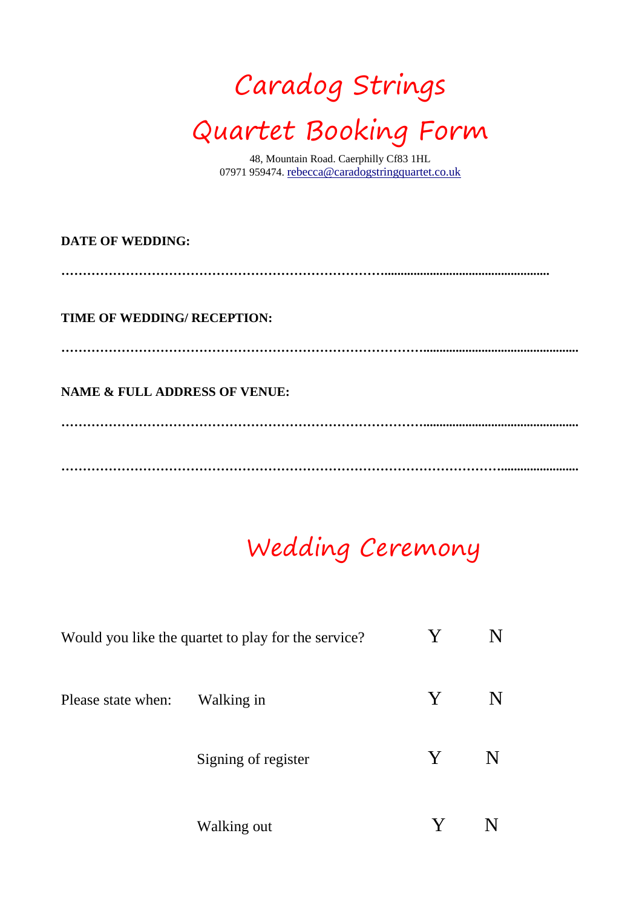# Caradog Strings

# Quartet Booking Form

48, Mountain Road. Caerphilly Cf83 1HL
07971 959474. rebecca@caradogstringquartet.co.uk

**DATE OF WEDDING:**

…………………………………………………………………………………………

**TIME OF WEDDING/ RECEPTION:**

…………………………………………………………………………………………………

**NAME & FULL ADDRESS OF VENUE:**

…………………………………………………………………………………………………

…………………………………………………………………………………………………

## Wedding Ceremony

Would you like the quartet to play for the service? Y N

Please state when: Walking in Y N

Signing of register Y N

Walking out Y N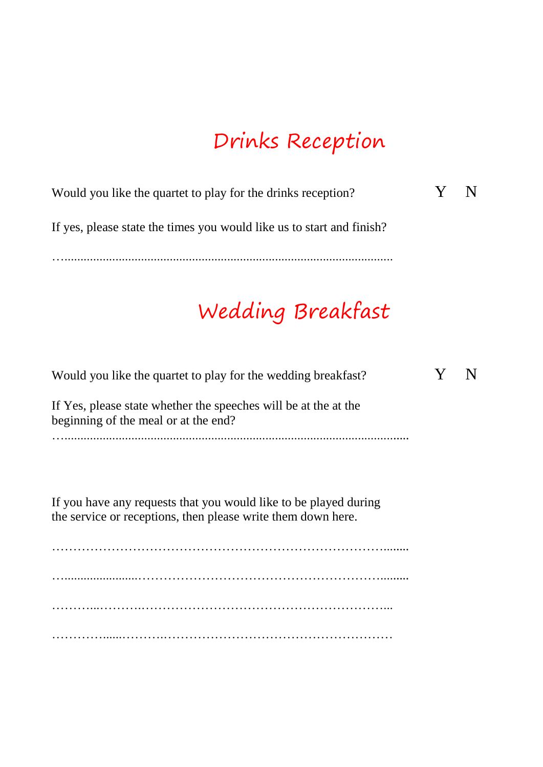# Drinks Reception

Would you like the quartet to play for the drinks reception? Y N

If yes, please state the times you would like us to start and finish?

…....................................................................................................

# Wedding Breakfast

Would you like the quartet to play for the wedding breakfast? Y N

If Yes, please state whether the speeches will be at the at the beginning of the meal or at the end?

…........................................................................................................

If you have any requests that you would like to be played during the service or receptions, then please write them down here.

……………………………………………………………………….......

…......................…………………………………………………….........

………...……….…………………………………………………...

…………......……….………………………………………………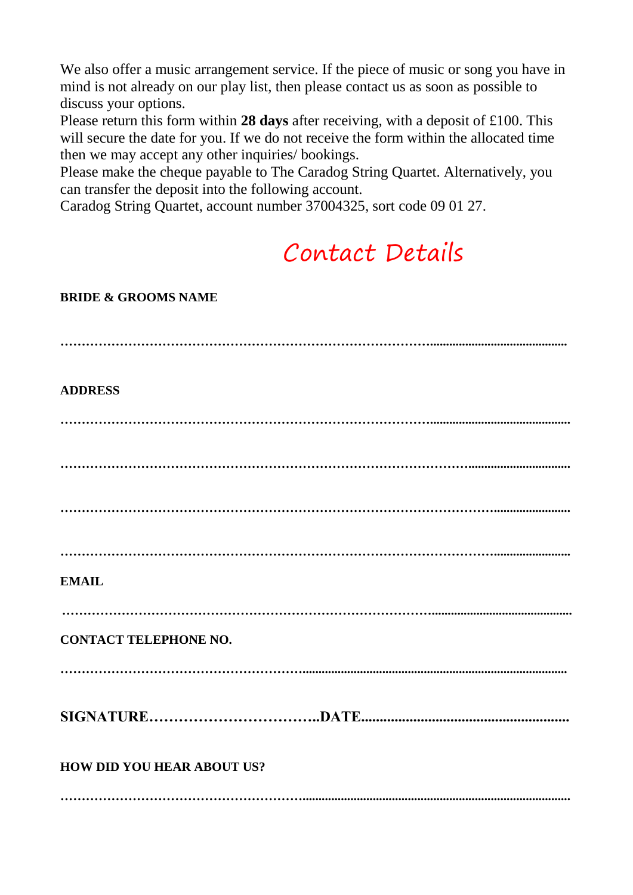We also offer a music arrangement service. If the piece of music or song you have in mind is not already on our play list, then please contact us as soon as possible to discuss your options.
Please return this form within **28 days** after receiving, with a deposit of £100. This will secure the date for you. If we do not receive the form within the allocated time then we may accept any other inquiries/ bookings.
Please make the cheque payable to The Caradog String Quartet. Alternatively, you can transfer the deposit into the following account.
Caradog String Quartet, account number 37004325, sort code 09 01 27.

# Contact Details

**BRIDE & GROOMS NAME**

……………………………………………………………………………………………………

**ADDRESS**

……………………………………………………………………………………………………

……………………………………………………………………………………………………

……………………………………………………………………………………………………

……………………………………………………………………………………………………

**EMAIL**

……………………………………………………………………………………………………

**CONTACT TELEPHONE NO.**

……………………………………………………………………………………………………

**SIGNATURE……………………………..DATE..........................................................**

**HOW DID YOU HEAR ABOUT US?**

……………………………………………………………………………………………………